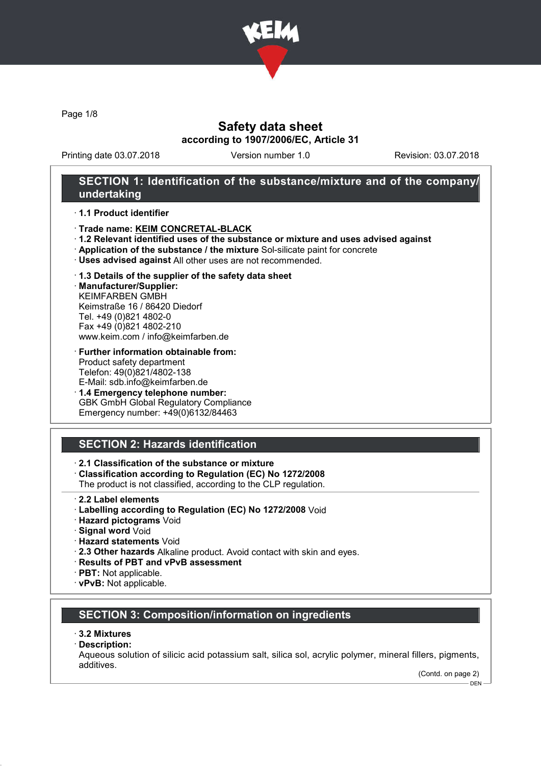# Safety data sheet

**according to 1907/2006/EC, Article 31**

Printing date 03.07.2018 Version number 1.0 Revision: 03.07.2018

## SECTION 1: Identification of the substance/mixture and of the company/undertaking

- **1.1 Product identifier**
- **Trade name: KEIM CONCRETAL-BLACK**
- **1.2 Relevant identified uses of the substance or mixture and uses advised against**
- **Application of the substance / the mixture** Sol-silicate paint for concrete
- **Uses advised against** All other uses are not recommended.
- **1.3 Details of the supplier of the safety data sheet**
- **Manufacturer/Supplier:**
  KEIMFARBEN GMBH
  Keimstraße 16 / 86420 Diedorf
  Tel. +49 (0)821 4802-0
  Fax +49 (0)821 4802-210
  www.keim.com / info@keimfarben.de
- **Further information obtainable from:**
  Product safety department
  Telefon: 49(0)821/4802-138
  E-Mail: sdb.info@keimfarben.de
- **1.4 Emergency telephone number:**
  GBK GmbH Global Regulatory Compliance
  Emergency number: +49(0)6132/84463

## SECTION 2: Hazards identification

- **2.1 Classification of the substance or mixture**
- **Classification according to Regulation (EC) No 1272/2008**
  The product is not classified, according to the CLP regulation.
- **2.2 Label elements**
- **Labelling according to Regulation (EC) No 1272/2008** Void
- **Hazard pictograms** Void
- **Signal word** Void
- **Hazard statements** Void
- **2.3 Other hazards** Alkaline product. Avoid contact with skin and eyes.
- **Results of PBT and vPvB assessment**
- **PBT:** Not applicable.
- **vPvB:** Not applicable.

## SECTION 3: Composition/information on ingredients

- **3.2 Mixtures**
- **Description:**
  Aqueous solution of silicic acid potassium salt, silica sol, acrylic polymer, mineral fillers, pigments, additives.

(Contd. on page 2)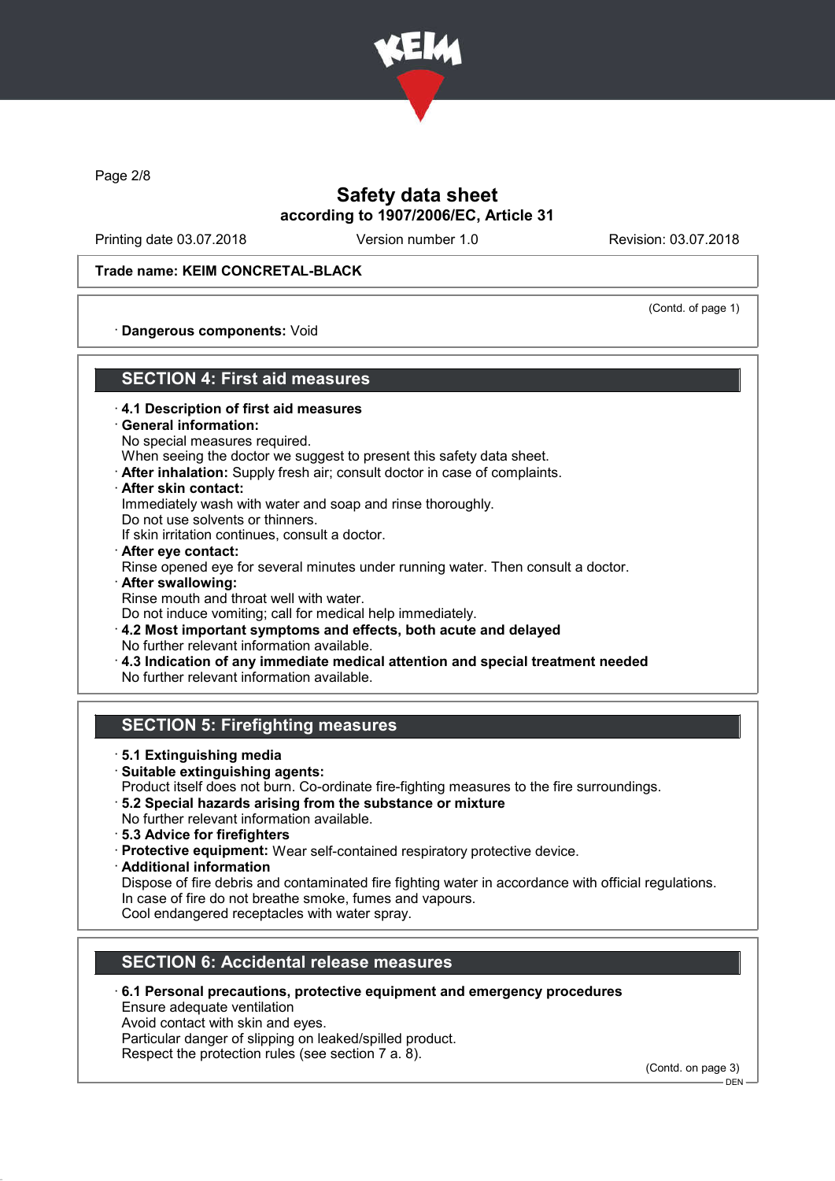Trade name: KEIM CONCRETAL-BLACK

(Contd. of page 1)

· **Dangerous components:** Void

## SECTION 4: First aid measures

· **4.1 Description of first aid measures**
· **General information:**
No special measures required.
When seeing the doctor we suggest to present this safety data sheet.
· **After inhalation:** Supply fresh air; consult doctor in case of complaints.
· **After skin contact:**
Immediately wash with water and soap and rinse thoroughly.
Do not use solvents or thinners.
If skin irritation continues, consult a doctor.
· **After eye contact:**
Rinse opened eye for several minutes under running water. Then consult a doctor.
· **After swallowing:**
Rinse mouth and throat well with water.
Do not induce vomiting; call for medical help immediately.
· **4.2 Most important symptoms and effects, both acute and delayed**
No further relevant information available.
· **4.3 Indication of any immediate medical attention and special treatment needed**
No further relevant information available.

## SECTION 5: Firefighting measures

· **5.1 Extinguishing media**
· **Suitable extinguishing agents:**
Product itself does not burn. Co-ordinate fire-fighting measures to the fire surroundings.
· **5.2 Special hazards arising from the substance or mixture**
No further relevant information available.
· **5.3 Advice for firefighters**
· **Protective equipment:** Wear self-contained respiratory protective device.
· **Additional information**
Dispose of fire debris and contaminated fire fighting water in accordance with official regulations.
In case of fire do not breathe smoke, fumes and vapours.
Cool endangered receptacles with water spray.

## SECTION 6: Accidental release measures

· **6.1 Personal precautions, protective equipment and emergency procedures**
Ensure adequate ventilation
Avoid contact with skin and eyes.
Particular danger of slipping on leaked/spilled product.
Respect the protection rules (see section 7 a. 8).

(Contd. on page 3)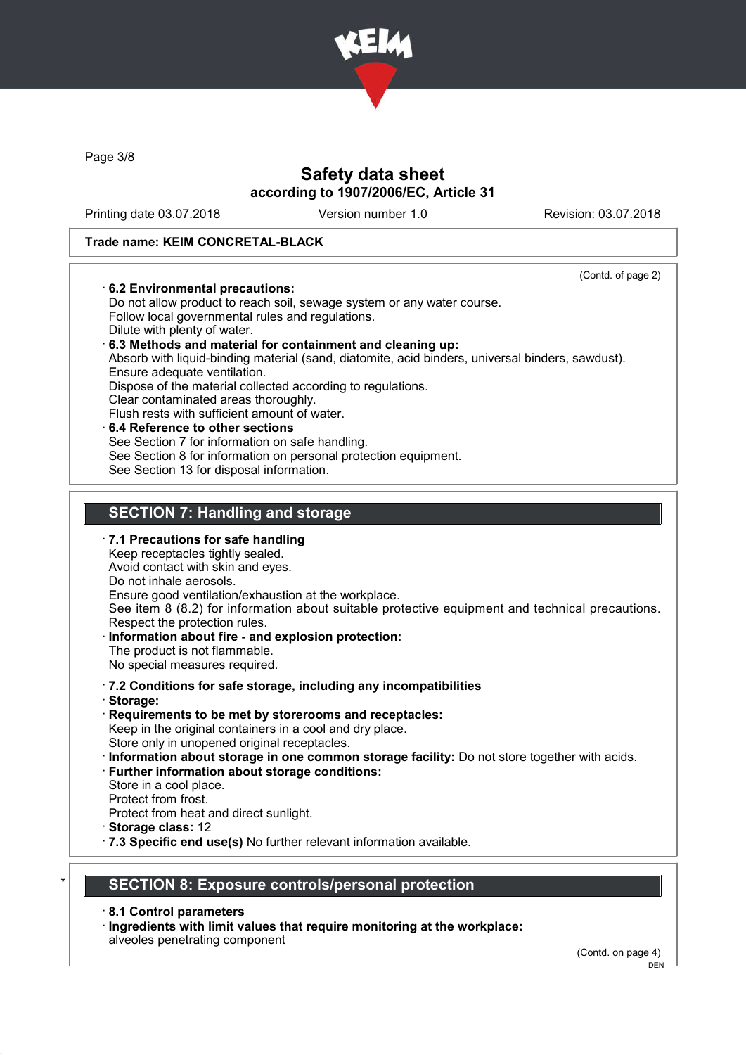Trade name: KEIM CONCRETAL-BLACK

(Contd. of page 2)

· **6.2 Environmental precautions:**
Do not allow product to reach soil, sewage system or any water course.
Follow local governmental rules and regulations.
Dilute with plenty of water.

· **6.3 Methods and material for containment and cleaning up:**
Absorb with liquid-binding material (sand, diatomite, acid binders, universal binders, sawdust).
Ensure adequate ventilation.
Dispose of the material collected according to regulations.
Clear contaminated areas thoroughly.
Flush rests with sufficient amount of water.

· **6.4 Reference to other sections**
See Section 7 for information on safe handling.
See Section 8 for information on personal protection equipment.
See Section 13 for disposal information.

## SECTION 7: Handling and storage

· **7.1 Precautions for safe handling**
Keep receptacles tightly sealed.
Avoid contact with skin and eyes.
Do not inhale aerosols.
Ensure good ventilation/exhaustion at the workplace.
See item 8 (8.2) for information about suitable protective equipment and technical precautions.
Respect the protection rules.

· **Information about fire - and explosion protection:**
The product is not flammable.
No special measures required.

· **7.2 Conditions for safe storage, including any incompatibilities**

· **Storage:**

· **Requirements to be met by storerooms and receptacles:**
Keep in the original containers in a cool and dry place.
Store only in unopened original receptacles.

· **Information about storage in one common storage facility:** Do not store together with acids.

· **Further information about storage conditions:**
Store in a cool place.
Protect from frost.
Protect from heat and direct sunlight.

· **Storage class:** 12

· **7.3 Specific end use(s)** No further relevant information available.

## * SECTION 8: Exposure controls/personal protection

· **8.1 Control parameters**

· **Ingredients with limit values that require monitoring at the workplace:**
alveoles penetrating component

(Contd. on page 4)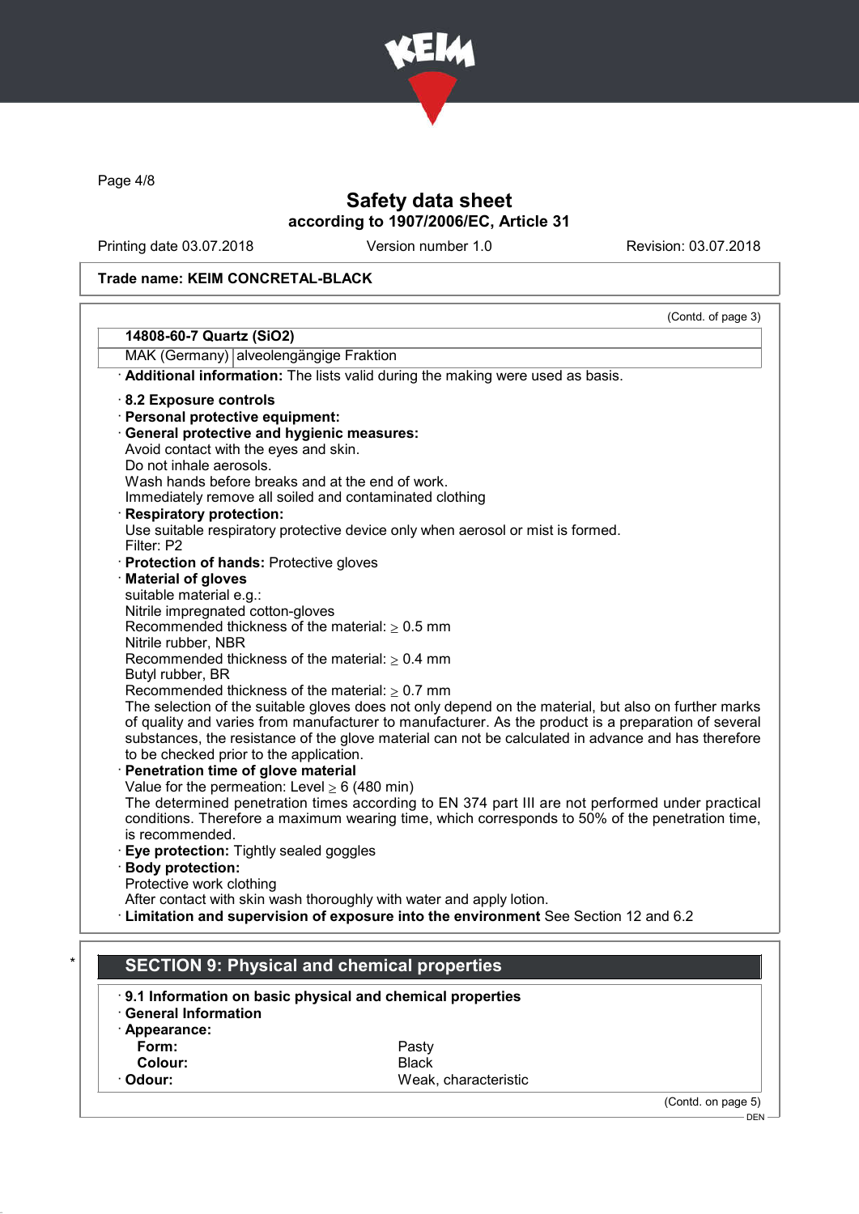Trade name: KEIM CONCRETAL-BLACK

(Contd. of page 3)

| 14808-60-7 Quartz (SiO2) | |
|---|---|
| MAK (Germany) | alveolengängige Fraktion |

· **Additional information:** The lists valid during the making were used as basis.

· **8.2 Exposure controls**
· **Personal protective equipment:**
· **General protective and hygienic measures:**
Avoid contact with the eyes and skin.
Do not inhale aerosols.
Wash hands before breaks and at the end of work.
Immediately remove all soiled and contaminated clothing
· **Respiratory protection:**
Use suitable respiratory protective device only when aerosol or mist is formed.
Filter: P2
· **Protection of hands:** Protective gloves
· **Material of gloves**
suitable material e.g.:
Nitrile impregnated cotton-gloves
Recommended thickness of the material: ≥ 0.5 mm
Nitrile rubber, NBR
Recommended thickness of the material: ≥ 0.4 mm
Butyl rubber, BR
Recommended thickness of the material: ≥ 0.7 mm
The selection of the suitable gloves does not only depend on the material, but also on further marks of quality and varies from manufacturer to manufacturer. As the product is a preparation of several substances, the resistance of the glove material can not be calculated in advance and has therefore to be checked prior to the application.
· **Penetration time of glove material**
Value for the permeation: Level ≥ 6 (480 min)
The determined penetration times according to EN 374 part III are not performed under practical conditions. Therefore a maximum wearing time, which corresponds to 50% of the penetration time, is recommended.
· **Eye protection:** Tightly sealed goggles
· **Body protection:**
Protective work clothing
After contact with skin wash thoroughly with water and apply lotion.
· **Limitation and supervision of exposure into the environment** See Section 12 and 6.2

## SECTION 9: Physical and chemical properties

· **9.1 Information on basic physical and chemical properties**
· **General Information**
· **Appearance:**

| | |
|---|---|
| **Form:** | Pasty |
| **Colour:** | Black |
| · **Odour:** | Weak, characteristic |

(Contd. on page 5)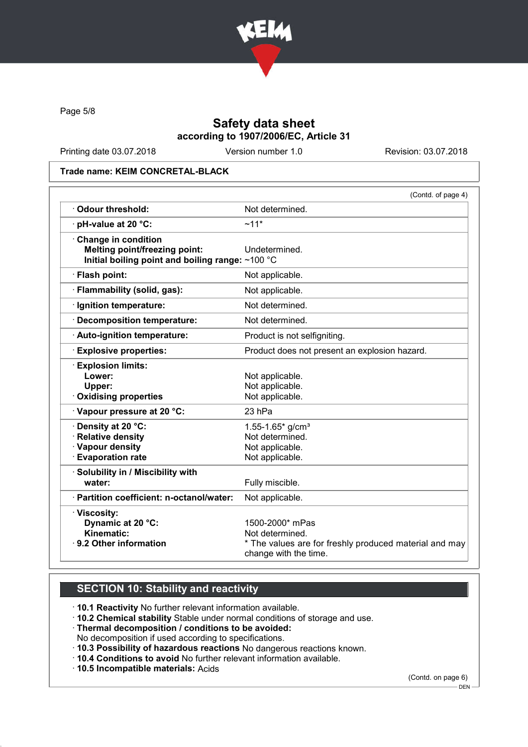# Safety data sheet
## according to 1907/2006/EC, Article 31

Printing date 03.07.2018 | Version number 1.0 | Revision: 03.07.2018

**Trade name: KEIM CONCRETAL-BLACK**

(Contd. of page 4)

| | |
|---|---|
| · **Odour threshold:** | Not determined. |
| · **pH-value at 20 °C:** | ~11* |
| · **Change in condition** | |
| **Melting point/freezing point:** | Undetermined. |
| **Initial boiling point and boiling range:** | ~100 °C |
| · **Flash point:** | Not applicable. |
| · **Flammability (solid, gas):** | Not applicable. |
| · **Ignition temperature:** | Not determined. |
| · **Decomposition temperature:** | Not determined. |
| · **Auto-ignition temperature:** | Product is not selfigniting. |
| · **Explosive properties:** | Product does not present an explosion hazard. |
| · **Explosion limits:** | |
| **Lower:** | Not applicable. |
| **Upper:** | Not applicable. |
| · **Oxidising properties** | Not applicable. |
| · **Vapour pressure at 20 °C:** | 23 hPa |
| · **Density at 20 °C:** | 1.55-1.65* g/cm³ |
| · **Relative density** | Not determined. |
| · **Vapour density** | Not applicable. |
| · **Evaporation rate** | Not applicable. |
| · **Solubility in / Miscibility with water:** | Fully miscible. |
| · **Partition coefficient: n-octanol/water:** | Not applicable. |
| · **Viscosity:** | |
| **Dynamic at 20 °C:** | 1500-2000* mPas |
| **Kinematic:** | Not determined. |
| · **9.2 Other information** | * The values are for freshly produced material and may change with the time. |

## SECTION 10: Stability and reactivity

· **10.1 Reactivity** No further relevant information available.
· **10.2 Chemical stability** Stable under normal conditions of storage and use.
· **Thermal decomposition / conditions to be avoided:**
No decomposition if used according to specifications.
· **10.3 Possibility of hazardous reactions** No dangerous reactions known.
· **10.4 Conditions to avoid** No further relevant information available.
· **10.5 Incompatible materials:** Acids

(Contd. on page 6)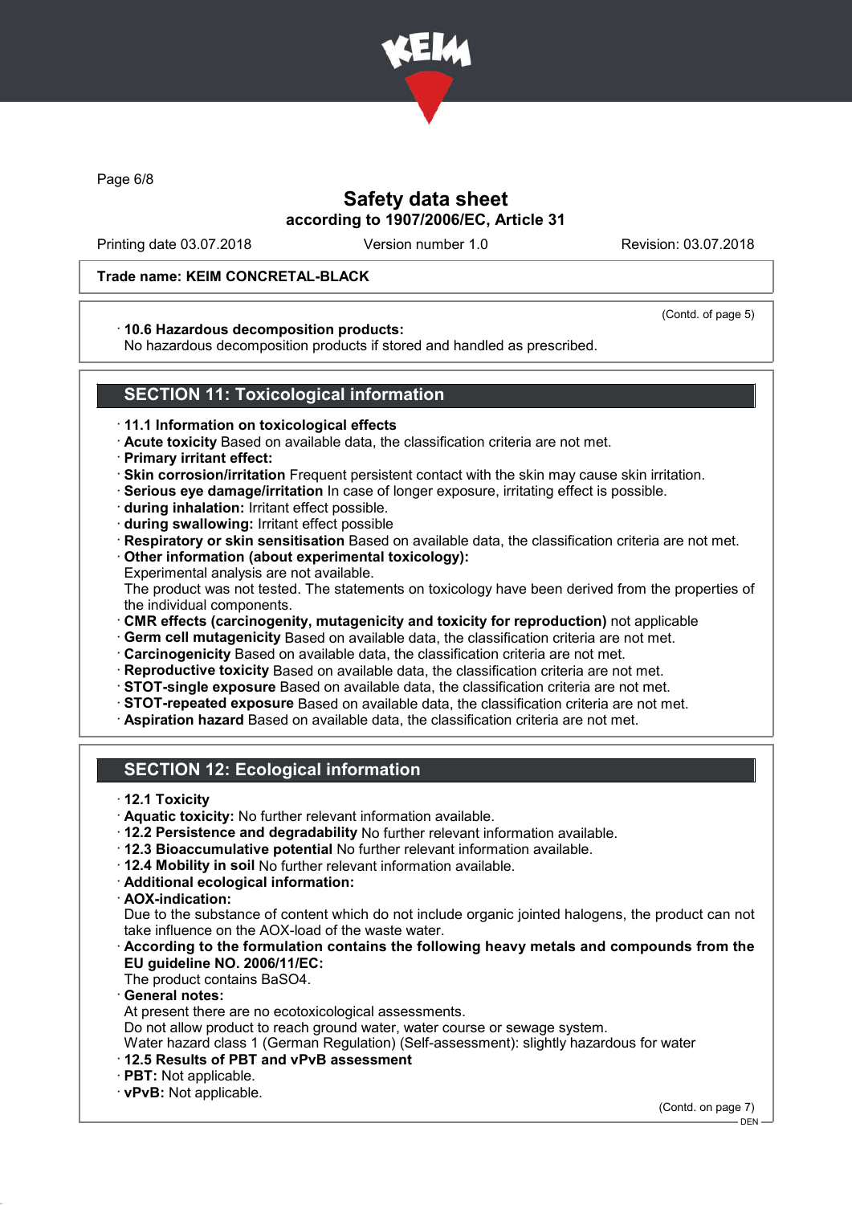**Safety data sheet**
**according to 1907/2006/EC, Article 31**

Printing date 03.07.2018 Version number 1.0 Revision: 03.07.2018

**Trade name: KEIM CONCRETAL-BLACK**

(Contd. of page 5)

· **10.6 Hazardous decomposition products:**
No hazardous decomposition products if stored and handled as prescribed.

## SECTION 11: Toxicological information

· **11.1 Information on toxicological effects**
· **Acute toxicity** Based on available data, the classification criteria are not met.
· **Primary irritant effect:**
· **Skin corrosion/irritation** Frequent persistent contact with the skin may cause skin irritation.
· **Serious eye damage/irritation** In case of longer exposure, irritating effect is possible.
· **during inhalation:** Irritant effect possible.
· **during swallowing:** Irritant effect possible
· **Respiratory or skin sensitisation** Based on available data, the classification criteria are not met.
· **Other information (about experimental toxicology):**
Experimental analysis are not available.
The product was not tested. The statements on toxicology have been derived from the properties of the individual components.
· **CMR effects (carcinogenity, mutagenicity and toxicity for reproduction)** not applicable
· **Germ cell mutagenicity** Based on available data, the classification criteria are not met.
· **Carcinogenicity** Based on available data, the classification criteria are not met.
· **Reproductive toxicity** Based on available data, the classification criteria are not met.
· **STOT-single exposure** Based on available data, the classification criteria are not met.
· **STOT-repeated exposure** Based on available data, the classification criteria are not met.
· **Aspiration hazard** Based on available data, the classification criteria are not met.

## SECTION 12: Ecological information

· **12.1 Toxicity**
· **Aquatic toxicity:** No further relevant information available.
· **12.2 Persistence and degradability** No further relevant information available.
· **12.3 Bioaccumulative potential** No further relevant information available.
· **12.4 Mobility in soil** No further relevant information available.
· **Additional ecological information:**
· **AOX-indication:**
Due to the substance of content which do not include organic jointed halogens, the product can not take influence on the AOX-load of the waste water.
· **According to the formulation contains the following heavy metals and compounds from the EU guideline NO. 2006/11/EC:**
The product contains $BaSO_4$.
· **General notes:**
At present there are no ecotoxicological assessments.
Do not allow product to reach ground water, water course or sewage system.
Water hazard class 1 (German Regulation) (Self-assessment): slightly hazardous for water
· **12.5 Results of PBT and vPvB assessment**
· **PBT:** Not applicable.
· **vPvB:** Not applicable.

(Contd. on page 7)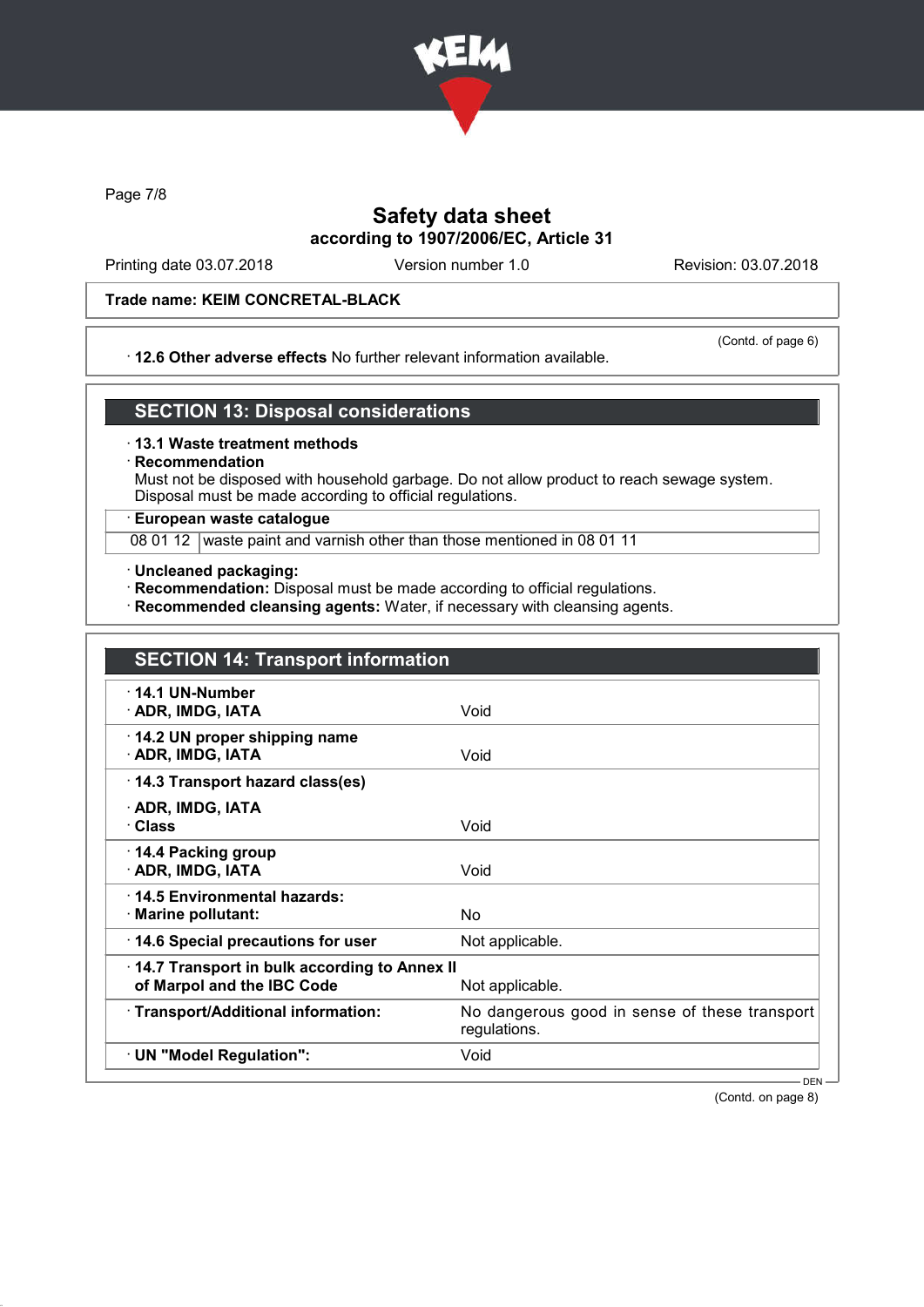Trade name: KEIM CONCRETAL-BLACK

(Contd. of page 6)

· **12.6 Other adverse effects** No further relevant information available.

## SECTION 13: Disposal considerations

· **13.1 Waste treatment methods**

· **Recommendation**

Must not be disposed with household garbage. Do not allow product to reach sewage system. Disposal must be made according to official regulations.

· **European waste catalogue**

| | |
|---|---|
| 08 01 12 | waste paint and varnish other than those mentioned in 08 01 11 |

· **Uncleaned packaging:**

· **Recommendation:** Disposal must be made according to official regulations.

· **Recommended cleansing agents:** Water, if necessary with cleansing agents.

## SECTION 14: Transport information

| | |
|---|---|
| · **14.1 UN-Number**<br>· **ADR, IMDG, IATA** | Void |
| · **14.2 UN proper shipping name**<br>· **ADR, IMDG, IATA** | Void |
| · **14.3 Transport hazard class(es)**<br>· **ADR, IMDG, IATA**<br>· **Class** | Void |
| · **14.4 Packing group**<br>· **ADR, IMDG, IATA** | Void |
| · **14.5 Environmental hazards:**<br>· **Marine pollutant:** | No |
| · **14.6 Special precautions for user** | Not applicable. |
| · **14.7 Transport in bulk according to Annex II of Marpol and the IBC Code** | Not applicable. |
| · **Transport/Additional information:** | No dangerous good in sense of these transport regulations. |
| · **UN "Model Regulation":** | Void |

(Contd. on page 8)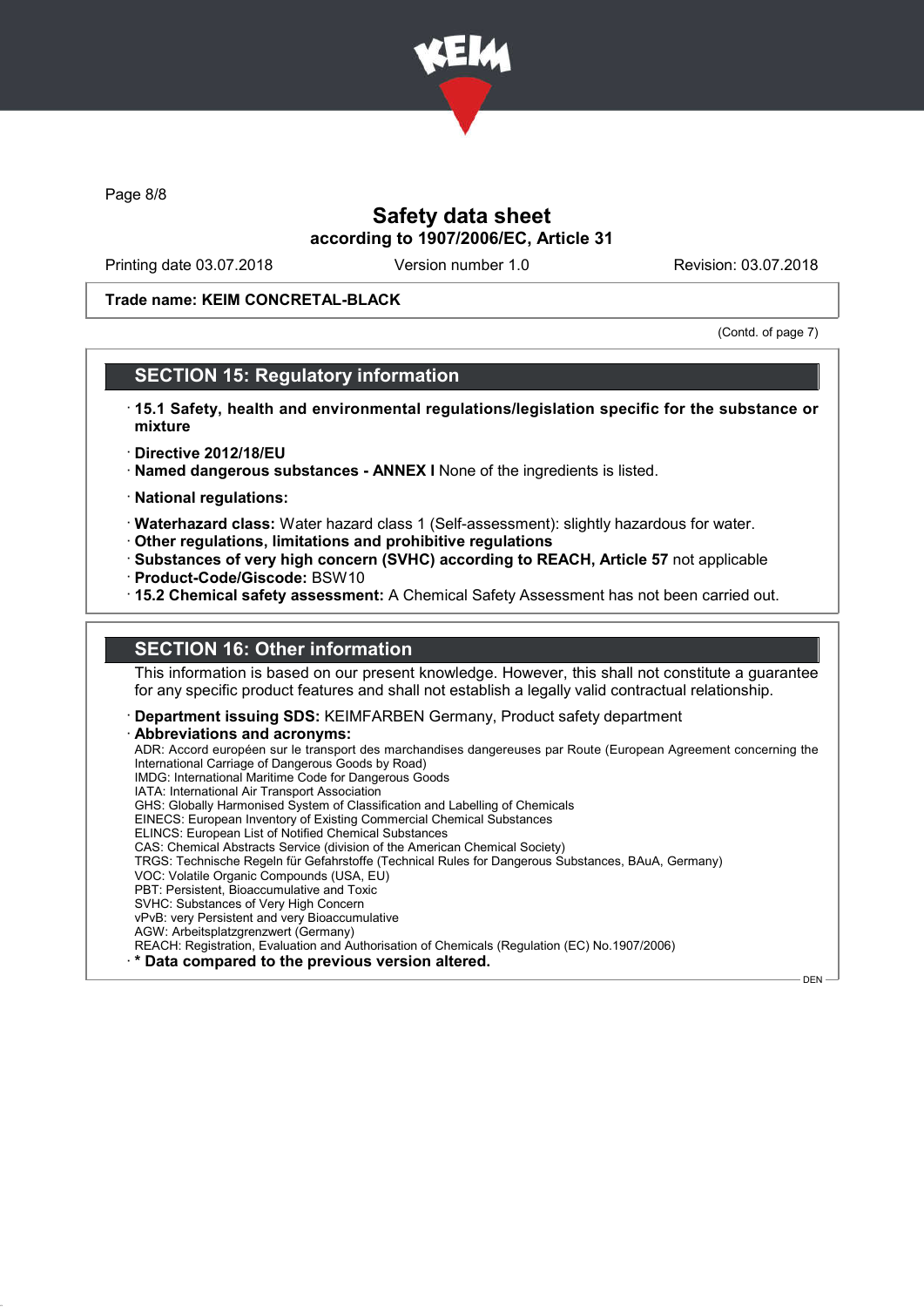Safety data sheet
according to 1907/2006/EC, Article 31

Printing date 03.07.2018 Version number 1.0 Revision: 03.07.2018

**Trade name: KEIM CONCRETAL-BLACK**

(Contd. of page 7)

## SECTION 15: Regulatory information

· **15.1 Safety, health and environmental regulations/legislation specific for the substance or mixture**

· **Directive 2012/18/EU**
· **Named dangerous substances - ANNEX I** None of the ingredients is listed.

· **National regulations:**

· **Waterhazard class:** Water hazard class 1 (Self-assessment): slightly hazardous for water.
· **Other regulations, limitations and prohibitive regulations**
· **Substances of very high concern (SVHC) according to REACH, Article 57** not applicable
· **Product-Code/Giscode:** BSW10
· **15.2 Chemical safety assessment:** A Chemical Safety Assessment has not been carried out.

## SECTION 16: Other information

This information is based on our present knowledge. However, this shall not constitute a guarantee for any specific product features and shall not establish a legally valid contractual relationship.

· **Department issuing SDS:** KEIMFARBEN Germany, Product safety department
· **Abbreviations and acronyms:**
ADR: Accord européen sur le transport des marchandises dangereuses par Route (European Agreement concerning the International Carriage of Dangerous Goods by Road)
IMDG: International Maritime Code for Dangerous Goods
IATA: International Air Transport Association
GHS: Globally Harmonised System of Classification and Labelling of Chemicals
EINECS: European Inventory of Existing Commercial Chemical Substances
ELINCS: European List of Notified Chemical Substances
CAS: Chemical Abstracts Service (division of the American Chemical Society)
TRGS: Technische Regeln für Gefahrstoffe (Technical Rules for Dangerous Substances, BAuA, Germany)
VOC: Volatile Organic Compounds (USA, EU)
PBT: Persistent, Bioaccumulative and Toxic
SVHC: Substances of Very High Concern
vPvB: very Persistent and very Bioaccumulative
AGW: Arbeitsplatzgrenzwert (Germany)
REACH: Registration, Evaluation and Authorisation of Chemicals (Regulation (EC) No.1907/2006)
· **\* Data compared to the previous version altered.**

DEN